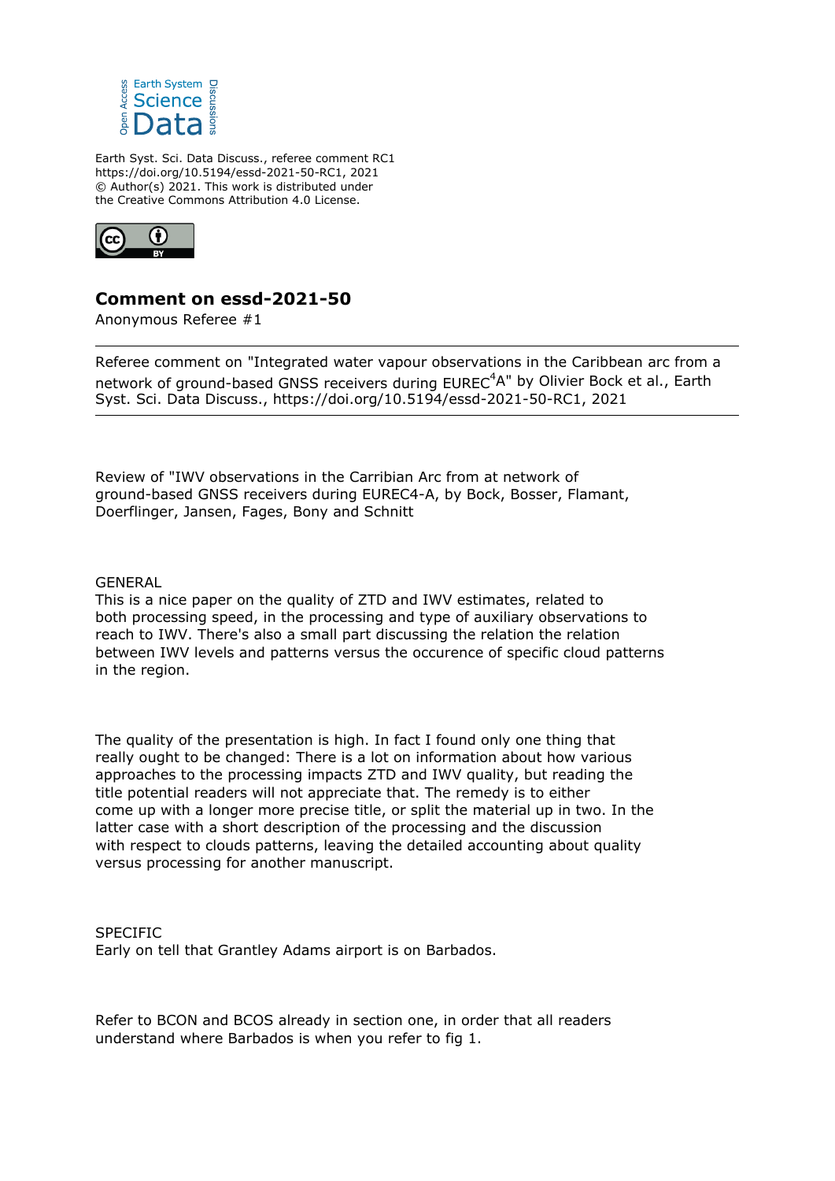Earth System Science Data Discussions

Earth Syst. Sci. Data Discuss., referee comment RC1
https://doi.org/10.5194/essd-2021-50-RC1, 2021
© Author(s) 2021. This work is distributed under
the Creative Commons Attribution 4.0 License.

## Comment on essd-2021-50

Anonymous Referee #1

---

Referee comment on "Integrated water vapour observations in the Caribbean arc from a network of ground-based GNSS receivers during EUREC$^4$A" by Olivier Bock et al., Earth Syst. Sci. Data Discuss., https://doi.org/10.5194/essd-2021-50-RC1, 2021

---

Review of "IWV observations in the Carribian Arc from at network of ground-based GNSS receivers during EUREC4-A, by Bock, Bosser, Flamant, Doerflinger, Jansen, Fages, Bony and Schnitt

GENERAL
This is a nice paper on the quality of ZTD and IWV estimates, related to both processing speed, in the processing and type of auxiliary observations to reach to IWV. There's also a small part discussing the relation the relation between IWV levels and patterns versus the occurence of specific cloud patterns in the region.

The quality of the presentation is high. In fact I found only one thing that really ought to be changed: There is a lot on information about how various approaches to the processing impacts ZTD and IWV quality, but reading the title potential readers will not appreciate that. The remedy is to either come up with a longer more precise title, or split the material up in two. In the latter case with a short description of the processing and the discussion with respect to clouds patterns, leaving the detailed accounting about quality versus processing for another manuscript.

SPECIFIC
Early on tell that Grantley Adams airport is on Barbados.

Refer to BCON and BCOS already in section one, in order that all readers understand where Barbados is when you refer to fig 1.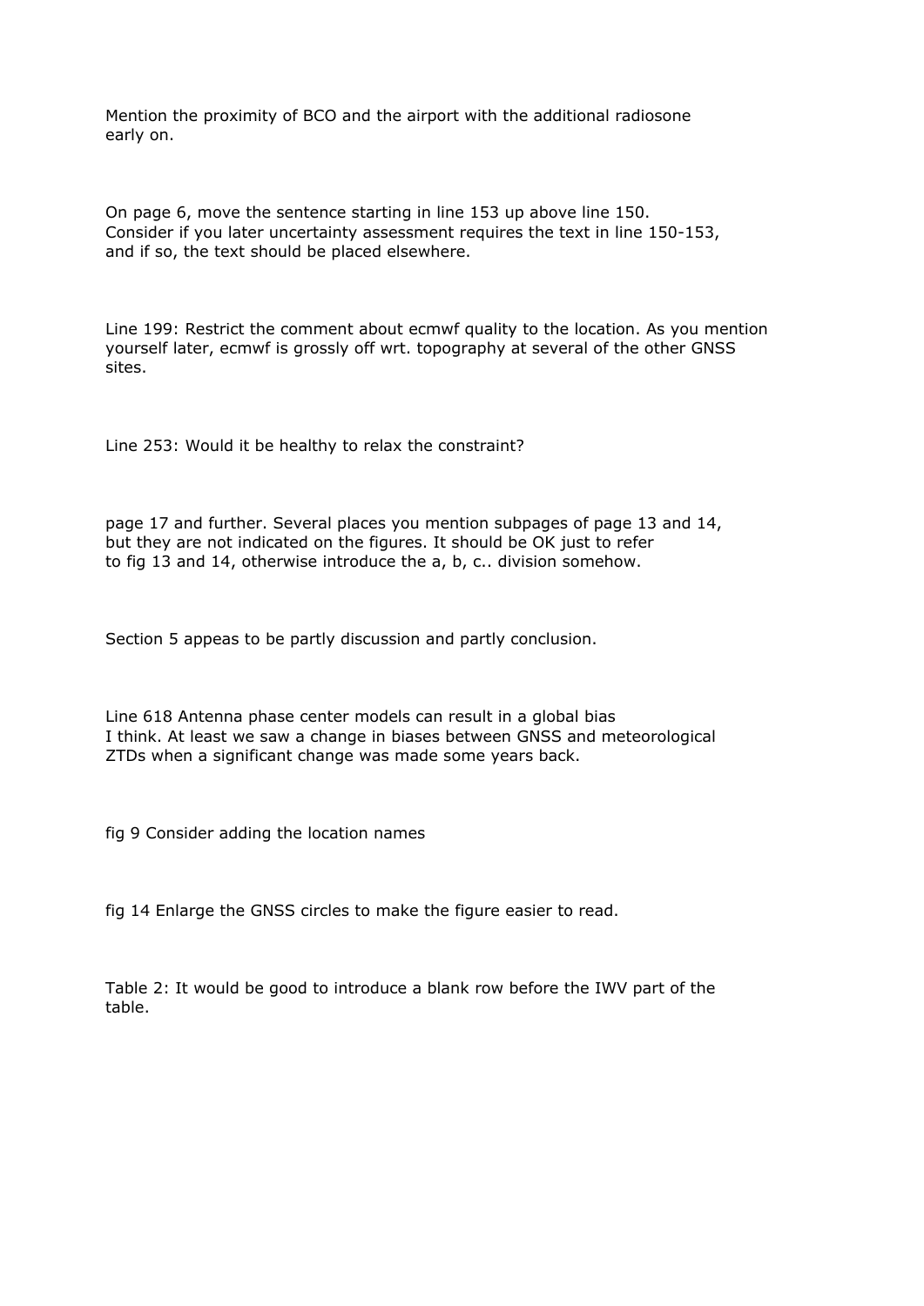Mention the proximity of BCO and the airport with the additional radiosone early on.

On page 6, move the sentence starting in line 153 up above line 150. Consider if you later uncertainty assessment requires the text in line 150-153, and if so, the text should be placed elsewhere.

Line 199: Restrict the comment about ecmwf quality to the location. As you mention yourself later, ecmwf is grossly off wrt. topography at several of the other GNSS sites.

Line 253: Would it be healthy to relax the constraint?

page 17 and further. Several places you mention subpages of page 13 and 14, but they are not indicated on the figures. It should be OK just to refer to fig 13 and 14, otherwise introduce the a, b, c.. division somehow.

Section 5 appeas to be partly discussion and partly conclusion.

Line 618 Antenna phase center models can result in a global bias I think. At least we saw a change in biases between GNSS and meteorological ZTDs when a significant change was made some years back.

fig 9 Consider adding the location names

fig 14 Enlarge the GNSS circles to make the figure easier to read.

Table 2: It would be good to introduce a blank row before the IWV part of the table.